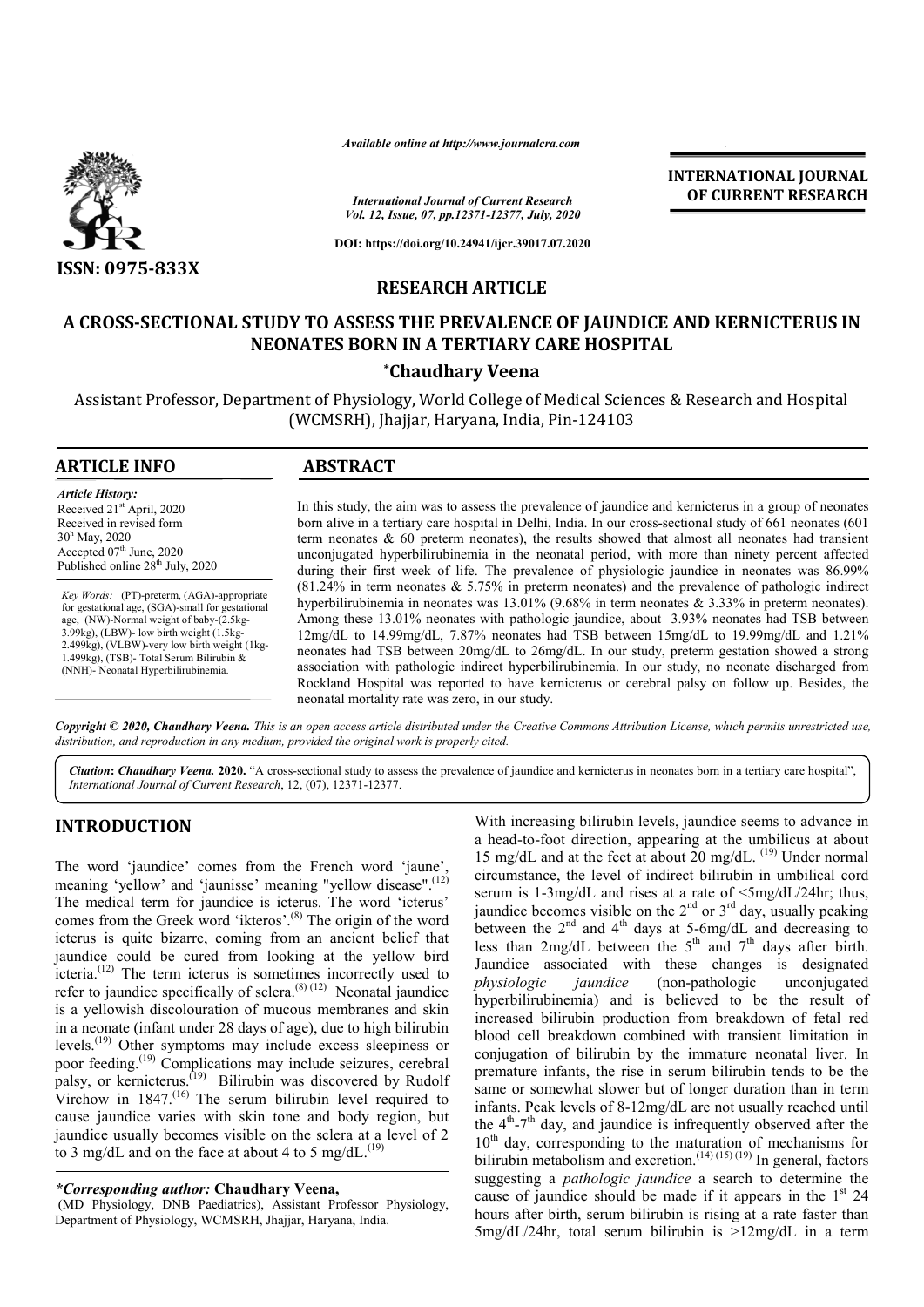*Available online at http://www.journalcra.com*

*International Journal of Current Research*
*Vol. 12, Issue, 07, pp.12371-12377, July, 2020*

**DOI: https://doi.org/10.24941/ijcr.39017.07.2020**

**INTERNATIONAL JOURNAL OF CURRENT RESEARCH**

**ISSN: 0975-833X**

## RESEARCH ARTICLE

# A CROSS-SECTIONAL STUDY TO ASSESS THE PREVALENCE OF JAUNDICE AND KERNICTERUS IN NEONATES BORN IN A TERTIARY CARE HOSPITAL

**\*Chaudhary Veena**

Assistant Professor, Department of Physiology, World College of Medical Sciences & Research and Hospital (WCMSRH), Jhajjar, Haryana, India, Pin-124103

### ARTICLE INFO

***Article History:***
Received 21st April, 2020
Received in revised form
30h May, 2020
Accepted 07th June, 2020
Published online 28th July, 2020

*Key Words:* (PT)-preterm, (AGA)-appropriate for gestational age, (SGA)-small for gestational age, (NW)-Normal weight of baby-(2.5kg-3.99kg), (LBW)- low birth weight (1.5kg-2.499kg), (VLBW)-very low birth weight (1kg-1.499kg), (TSB)- Total Serum Bilirubin & (NNH)- Neonatal Hyperbilirubinemia.

### ABSTRACT

In this study, the aim was to assess the prevalence of jaundice and kernicterus in a group of neonates born alive in a tertiary care hospital in Delhi, India. In our cross-sectional study of 661 neonates (601 term neonates & 60 preterm neonates), the results showed that almost all neonates had transient unconjugated hyperbilirubinemia in the neonatal period, with more than ninety percent affected during their first week of life. The prevalence of physiologic jaundice in neonates was 86.99% (81.24% in term neonates & 5.75% in preterm neonates) and the prevalence of pathologic indirect hyperbilirubinemia in neonates was 13.01% (9.68% in term neonates & 3.33% in preterm neonates). Among these 13.01% neonates with pathologic jaundice, about 3.93% neonates had TSB between 12mg/dL to 14.99mg/dL, 7.87% neonates had TSB between 15mg/dL to 19.99mg/dL and 1.21% neonates had TSB between 20mg/dL to 26mg/dL. In our study, preterm gestation showed a strong association with pathologic indirect hyperbilirubinemia. In our study, no neonate discharged from Rockland Hospital was reported to have kernicterus or cerebral palsy on follow up. Besides, the neonatal mortality rate was zero, in our study.

***Copyright © 2020, Chaudhary Veena.*** *This is an open access article distributed under the Creative Commons Attribution License, which permits unrestricted use, distribution, and reproduction in any medium, provided the original work is properly cited.*

***Citation: Chaudhary Veena.* 2020.** "A cross-sectional study to assess the prevalence of jaundice and kernicterus in neonates born in a tertiary care hospital", *International Journal of Current Research*, 12, (07), 12371-12377.

## INTRODUCTION

The word 'jaundice' comes from the French word 'jaune', meaning 'yellow' and 'jaunisse' meaning "yellow disease".[12] The medical term for jaundice is icterus. The word 'icterus' comes from the Greek word 'ikteros'.[8] The origin of the word icterus is quite bizarre, coming from an ancient belief that jaundice could be cured from looking at the yellow bird icteria.[12] The term icterus is sometimes incorrectly used to refer to jaundice specifically of sclera.[8] [12] Neonatal jaundice is a yellowish discolouration of mucous membranes and skin in a neonate (infant under 28 days of age), due to high bilirubin levels.[19] Other symptoms may include excess sleepiness or poor feeding.[19] Complications may include seizures, cerebral palsy, or kernicterus.[19] Bilirubin was discovered by Rudolf Virchow in 1847.[16] The serum bilirubin level required to cause jaundice varies with skin tone and body region, but jaundice usually becomes visible on the sclera at a level of 2 to 3 mg/dL and on the face at about 4 to 5 mg/dL.[19]

With increasing bilirubin levels, jaundice seems to advance in a head-to-foot direction, appearing at the umbilicus at about 15 mg/dL and at the feet at about 20 mg/dL. [19] Under normal circumstance, the level of indirect bilirubin in umbilical cord serum is 1-3mg/dL and rises at a rate of <5mg/dL/24hr; thus, jaundice becomes visible on the 2nd or 3rd day, usually peaking between the 2nd and 4th days at 5-6mg/dL and decreasing to less than 2mg/dL between the 5th and 7th days after birth. Jaundice associated with these changes is designated *physiologic jaundice* (non-pathologic unconjugated hyperbilirubinemia) and is believed to be the result of increased bilirubin production from breakdown of fetal red blood cell breakdown combined with transient limitation in conjugation of bilirubin by the immature neonatal liver. In premature infants, the rise in serum bilirubin tends to be the same or somewhat slower but of longer duration than in term infants. Peak levels of 8-12mg/dL are not usually reached until the 4th-7th day, and jaundice is infrequently observed after the 10th day, corresponding to the maturation of mechanisms for bilirubin metabolism and excretion.[14] [15] [19] In general, factors suggesting a *pathologic jaundice* a search to determine the cause of jaundice should be made if it appears in the 1st 24 hours after birth, serum bilirubin is rising at a rate faster than 5mg/dL/24hr, total serum bilirubin is >12mg/dL in a term

***\*Corresponding author:* Chaudhary Veena,**
(MD Physiology, DNB Paediatrics), Assistant Professor Physiology, Department of Physiology, WCMSRH, Jhajjar, Haryana, India.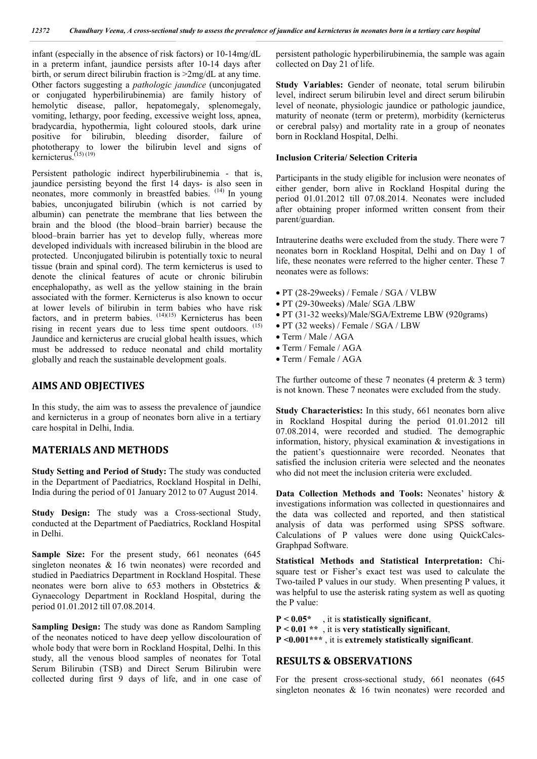infant (especially in the absence of risk factors) or 10-14mg/dL in a preterm infant, jaundice persists after 10-14 days after birth, or serum direct bilirubin fraction is >2mg/dL at any time. Other factors suggesting a *pathologic jaundice* (unconjugated or conjugated hyperbilirubinemia) are family history of hemolytic disease, pallor, hepatomegaly, splenomegaly, vomiting, lethargy, poor feeding, excessive weight loss, apnea, bradycardia, hypothermia, light coloured stools, dark urine positive for bilirubin, bleeding disorder, failure of phototherapy to lower the bilirubin level and signs of kernicterus.[15] [19]

Persistent pathologic indirect hyperbilirubinemia - that is, jaundice persisting beyond the first 14 days- is also seen in neonates, more commonly in breastfed babies. [14] In young babies, unconjugated bilirubin (which is not carried by albumin) can penetrate the membrane that lies between the brain and the blood (the blood–brain barrier) because the blood–brain barrier has yet to develop fully, whereas more developed individuals with increased bilirubin in the blood are protected. Unconjugated bilirubin is potentially toxic to neural tissue (brain and spinal cord). The term kernicterus is used to denote the clinical features of acute or chronic bilirubin encephalopathy, as well as the yellow staining in the brain associated with the former. Kernicterus is also known to occur at lower levels of bilirubin in term babies who have risk factors, and in preterm babies. [14][15] Kernicterus has been rising in recent years due to less time spent outdoors. [15] Jaundice and kernicterus are crucial global health issues, which must be addressed to reduce neonatal and child mortality globally and reach the sustainable development goals.

## AIMS AND OBJECTIVES

In this study, the aim was to assess the prevalence of jaundice and kernicterus in a group of neonates born alive in a tertiary care hospital in Delhi, India.

## MATERIALS AND METHODS

**Study Setting and Period of Study:** The study was conducted in the Department of Paediatrics, Rockland Hospital in Delhi, India during the period of 01 January 2012 to 07 August 2014.

**Study Design:** The study was a Cross-sectional Study, conducted at the Department of Paediatrics, Rockland Hospital in Delhi.

**Sample Size:** For the present study, 661 neonates (645 singleton neonates & 16 twin neonates) were recorded and studied in Paediatrics Department in Rockland Hospital. These neonates were born alive to 653 mothers in Obstetrics & Gynaecology Department in Rockland Hospital, during the period 01.01.2012 till 07.08.2014.

**Sampling Design:** The study was done as Random Sampling of the neonates noticed to have deep yellow discolouration of whole body that were born in Rockland Hospital, Delhi. In this study, all the venous blood samples of neonates for Total Serum Bilirubin (TSB) and Direct Serum Bilirubin were collected during first 9 days of life, and in one case of persistent pathologic hyperbilirubinemia, the sample was again collected on Day 21 of life.

**Study Variables:** Gender of neonate, total serum bilirubin level, indirect serum bilirubin level and direct serum bilirubin level of neonate, physiologic jaundice or pathologic jaundice, maturity of neonate (term or preterm), morbidity (kernicterus or cerebral palsy) and mortality rate in a group of neonates born in Rockland Hospital, Delhi.

### Inclusion Criteria/ Selection Criteria

Participants in the study eligible for inclusion were neonates of either gender, born alive in Rockland Hospital during the period 01.01.2012 till 07.08.2014. Neonates were included after obtaining proper informed written consent from their parent/guardian.

Intrauterine deaths were excluded from the study. There were 7 neonates born in Rockland Hospital, Delhi and on Day 1 of life, these neonates were referred to the higher center. These 7 neonates were as follows:

- PT (28-29weeks) / Female / SGA / VLBW
- PT (29-30weeks) /Male/ SGA /LBW
- PT (31-32 weeks)/Male/SGA/Extreme LBW (920grams)
- PT (32 weeks) / Female / SGA / LBW
- Term / Male / AGA
- Term / Female / AGA
- Term / Female / AGA

The further outcome of these 7 neonates (4 preterm & 3 term) is not known. These 7 neonates were excluded from the study.

**Study Characteristics:** In this study, 661 neonates born alive in Rockland Hospital during the period 01.01.2012 till 07.08.2014, were recorded and studied. The demographic information, history, physical examination & investigations in the patient's questionnaire were recorded. Neonates that satisfied the inclusion criteria were selected and the neonates who did not meet the inclusion criteria were excluded.

**Data Collection Methods and Tools:** Neonates' history & investigations information was collected in questionnaires and the data was collected and reported, and then statistical analysis of data was performed using SPSS software. Calculations of P values were done using QuickCalcs-Graphpad Software.

**Statistical Methods and Statistical Interpretation:** Chi-square test or Fisher's exact test was used to calculate the Two-tailed P values in our study. When presenting P values, it was helpful to use the asterisk rating system as well as quoting the P value:

**P < 0.05*** , it is **statistically significant**,
**P < 0.01 **** , it is **very statistically significant**,
**P <0.001***** , it is **extremely statistically significant**.

## RESULTS & OBSERVATIONS

For the present cross-sectional study, 661 neonates (645 singleton neonates & 16 twin neonates) were recorded and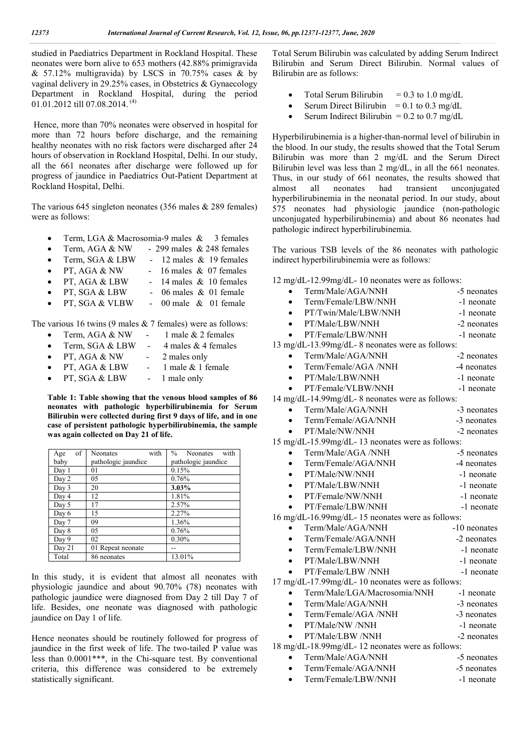studied in Paediatrics Department in Rockland Hospital. These neonates were born alive to 653 mothers (42.88% primigravida & 57.12% multigravida) by LSCS in 70.75% cases & by vaginal delivery in 29.25% cases, in Obstetrics & Gynaecology Department in Rockland Hospital, during the period 01.01.2012 till 07.08.2014. [4]

Hence, more than 70% neonates were observed in hospital for more than 72 hours before discharge, and the remaining healthy neonates with no risk factors were discharged after 24 hours of observation in Rockland Hospital, Delhi. In our study, all the 661 neonates after discharge were followed up for progress of jaundice in Paediatrics Out-Patient Department at Rockland Hospital, Delhi.

The various 645 singleton neonates (356 males & 289 females) were as follows:

- Term, LGA & Macrosomia-9 males & 3 females
- Term, AGA & NW - 299 males & 248 females
- Term, SGA & LBW - 12 males & 19 females
- PT, AGA & NW - 16 males & 07 females
- PT, AGA & LBW - 14 males & 10 females
- PT, SGA & LBW - 06 males & 01 female
- PT, SGA & VLBW - 00 male & 01 female

The various 16 twins (9 males & 7 females) were as follows:

- Term, AGA & NW - 1 male & 2 females
- Term, SGA & LBW - 4 males & 4 females
- PT, AGA & NW - 2 males only
- PT, AGA & LBW - 1 male & 1 female
- PT, SGA & LBW - 1 male only

**Table 1: Table showing that the venous blood samples of 86 neonates with pathologic hyperbilirubinemia for Serum Bilirubin were collected during first 9 days of life, and in one case of persistent pathologic hyperbilirubinemia, the sample was again collected on Day 21 of life.**

| Age of baby | Neonates with pathologic jaundice | % Neonates with pathologic jaundice |
|---|---|---|
| Day 1 | 01 | 0.15% |
| Day 2 | 05 | 0.76% |
| Day 3 | 20 | **3.03%** |
| Day 4 | 12 | 1.81% |
| Day 5 | 17 | 2.57% |
| Day 6 | 15 | 2.27% |
| Day 7 | 09 | 1.36% |
| Day 8 | 05 | 0.76% |
| Day 9 | 02 | 0.30% |
| Day 21 | 01 Repeat neonate | -- |
| Total | 86 neonates | 13.01% |

In this study, it is evident that almost all neonates with physiologic jaundice and about 90.70% (78) neonates with pathologic jaundice were diagnosed from Day 2 till Day 7 of life. Besides, one neonate was diagnosed with pathologic jaundice on Day 1 of life.

Hence neonates should be routinely followed for progress of jaundice in the first week of life. The two-tailed P value was less than 0.0001***, in the Chi-square test. By conventional criteria, this difference was considered to be extremely statistically significant.

Total Serum Bilirubin was calculated by adding Serum Indirect Bilirubin and Serum Direct Bilirubin. Normal values of Bilirubin are as follows:

- Total Serum Bilirubin = 0.3 to 1.0 mg/dL
- Serum Direct Bilirubin = 0.1 to 0.3 mg/dL
- Serum Indirect Bilirubin = 0.2 to 0.7 mg/dL

Hyperbilirubinemia is a higher-than-normal level of bilirubin in the blood. In our study, the results showed that the Total Serum Bilirubin was more than 2 mg/dL and the Serum Direct Bilirubin level was less than 2 mg/dL, in all the 661 neonates. Thus, in our study of 661 neonates, the results showed that almost all neonates had transient unconjugated hyperbilirubinemia in the neonatal period. In our study, about 575 neonates had physiologic jaundice (non-pathologic unconjugated hyperbilirubinemia) and about 86 neonates had pathologic indirect hyperbilirubinemia.

The various TSB levels of the 86 neonates with pathologic indirect hyperbilirubinemia were as follows:

12 mg/dL-12.99mg/dL- 10 neonates were as follows:

- Term/Male/AGA/NNH -5 neonates
- Term/Female/LBW/NNH -1 neonate
- PT/Twin/Male/LBW/NNH -1 neonate
- PT/Male/LBW/NNH -2 neonates
- PT/Female/LBW/NNH -1 neonate

13 mg/dL-13.99mg/dL- 8 neonates were as follows:

- Term/Male/AGA/NNH -2 neonates
- Term/Female/AGA /NNH -4 neonates
- PT/Male/LBW/NNH -1 neonate
- PT/Female/VLBW/NNH -1 neonate

14 mg/dL-14.99mg/dL- 8 neonates were as follows:

- Term/Male/AGA/NNH -3 neonates
- Term/Female/AGA/NNH -3 neonates
- PT/Male/NW/NNH -2 neonates

15 mg/dL-15.99mg/dL- 13 neonates were as follows:

- Term/Male/AGA /NNH -5 neonates
- Term/Female/AGA/NNH -4 neonates
- PT/Male/NW/NNH -1 neonate
- PT/Male/LBW/NNH -1 neonate
- PT/Female/NW/NNH -1 neonate
- PT/Female/LBW/NNH -1 neonate

16 mg/dL-16.99mg/dL- 15 neonates were as follows:

- Term/Male/AGA/NNH -10 neonates
- Term/Female/AGA/NNH -2 neonates
- Term/Female/LBW/NNH -1 neonate
- PT/Male/LBW/NNH -1 neonate
- PT/Female/LBW /NNH -1 neonate

17 mg/dL-17.99mg/dL- 10 neonates were as follows:

- Term/Male/LGA/Macrosomia/NNH -1 neonate
- Term/Male/AGA/NNH -3 neonates
- Term/Female/AGA /NNH -3 neonates
- PT/Male/NW /NNH -1 neonate
- PT/Male/LBW /NNH -2 neonates

18 mg/dL-18.99mg/dL- 12 neonates were as follows:

- Term/Male/AGA/NNH -5 neonates
- Term/Female/AGA/NNH -5 neonates
- Term/Female/LBW/NNH -1 neonate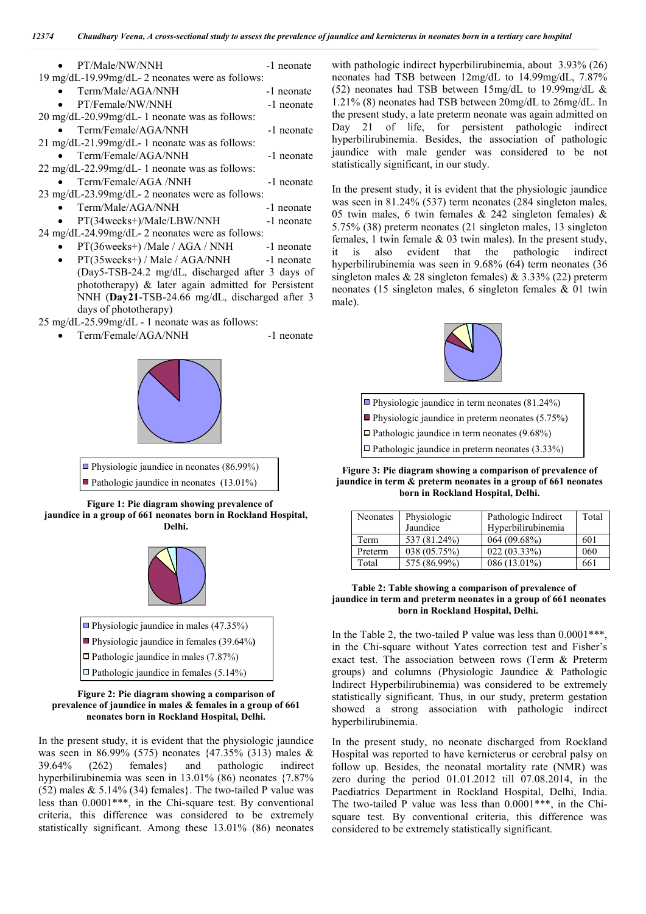- PT/Male/NW/NNH -1 neonate

19 mg/dL-19.99mg/dL- 2 neonates were as follows:

- Term/Male/AGA/NNH -1 neonate
- PT/Female/NW/NNH -1 neonate

20 mg/dL-20.99mg/dL- 1 neonate was as follows:

- Term/Female/AGA/NNH -1 neonate

21 mg/dL-21.99mg/dL- 1 neonate was as follows:

- Term/Female/AGA/NNH -1 neonate

22 mg/dL-22.99mg/dL- 1 neonate was as follows:

- Term/Female/AGA /NNH -1 neonate

23 mg/dL-23.99mg/dL- 2 neonates were as follows:

- Term/Male/AGA/NNH -1 neonate
- PT(34weeks+)/Male/LBW/NNH -1 neonate

24 mg/dL-24.99mg/dL- 2 neonates were as follows:

- PT(36weeks+) /Male / AGA / NNH -1 neonate
- PT(35weeks+) / Male / AGA/NNH -1 neonate (Day5-TSB-24.2 mg/dL, discharged after 3 days of phototherapy) & later again admitted for Persistent NNH (**Day21**-TSB-24.66 mg/dL, discharged after 3 days of phototherapy)

25 mg/dL-25.99mg/dL - 1 neonate was as follows:

- Term/Female/AGA/NNH -1 neonate

Physiologic jaundice in neonates (86.99%)
Pathologic jaundice in neonates (13.01%)

**Figure 1: Pie diagram showing prevalence of jaundice in a group of 661 neonates born in Rockland Hospital, Delhi.**

Physiologic jaundice in males (47.35%)
Physiologic jaundice in females (39.64%)
Pathologic jaundice in males (7.87%)
Pathologic jaundice in females (5.14%)

**Figure 2: Pie diagram showing a comparison of prevalence of jaundice in males & females in a group of 661 neonates born in Rockland Hospital, Delhi.**

In the present study, it is evident that the physiologic jaundice was seen in 86.99% (575) neonates {47.35% (313) males & 39.64% (262) females} and pathologic indirect hyperbilirubinemia was seen in 13.01% (86) neonates {7.87% (52) males & 5.14% (34) females}. The two-tailed P value was less than 0.0001***, in the Chi-square test. By conventional criteria, this difference was considered to be extremely statistically significant. Among these 13.01% (86) neonates with pathologic indirect hyperbilirubinemia, about 3.93% (26) neonates had TSB between 12mg/dL to 14.99mg/dL, 7.87% (52) neonates had TSB between 15mg/dL to 19.99mg/dL & 1.21% (8) neonates had TSB between 20mg/dL to 26mg/dL. In the present study, a late preterm neonate was again admitted on Day 21 of life, for persistent pathologic indirect hyperbilirubinemia. Besides, the association of pathologic jaundice with male gender was considered to be not statistically significant, in our study.

In the present study, it is evident that the physiologic jaundice was seen in 81.24% (537) term neonates (284 singleton males, 05 twin males, 6 twin females & 242 singleton females) & 5.75% (38) preterm neonates (21 singleton males, 13 singleton females, 1 twin female & 03 twin males). In the present study, it is also evident that the pathologic indirect hyperbilirubinemia was seen in 9.68% (64) term neonates (36 singleton males & 28 singleton females) & 3.33% (22) preterm neonates (15 singleton males, 6 singleton females & 01 twin male).

Physiologic jaundice in term neonates (81.24%)
Physiologic jaundice in preterm neonates (5.75%)
Pathologic jaundice in term neonates (9.68%)
Pathologic jaundice in preterm neonates (3.33%)

**Figure 3: Pie diagram showing a comparison of prevalence of jaundice in term & preterm neonates in a group of 661 neonates born in Rockland Hospital, Delhi.**

| Neonates | Physiologic Jaundice | Pathologic Indirect Hyperbilirubinemia | Total |
|---|---|---|---|
| Term | 537 (81.24%) | 064 (09.68%) | 601 |
| Preterm | 038 (05.75%) | 022 (03.33%) | 060 |
| Total | 575 (86.99%) | 086 (13.01%) | 661 |

**Table 2: Table showing a comparison of prevalence of jaundice in term and preterm neonates in a group of 661 neonates born in Rockland Hospital, Delhi.**

In the Table 2, the two-tailed P value was less than 0.0001***, in the Chi-square without Yates correction test and Fisher's exact test. The association between rows (Term & Preterm groups) and columns (Physiologic Jaundice & Pathologic Indirect Hyperbilirubinemia) was considered to be extremely statistically significant. Thus, in our study, preterm gestation showed a strong association with pathologic indirect hyperbilirubinemia.

In the present study, no neonate discharged from Rockland Hospital was reported to have kernicterus or cerebral palsy on follow up. Besides, the neonatal mortality rate (NMR) was zero during the period 01.01.2012 till 07.08.2014, in the Paediatrics Department in Rockland Hospital, Delhi, India. The two-tailed P value was less than 0.0001***, in the Chi-square test. By conventional criteria, this difference was considered to be extremely statistically significant.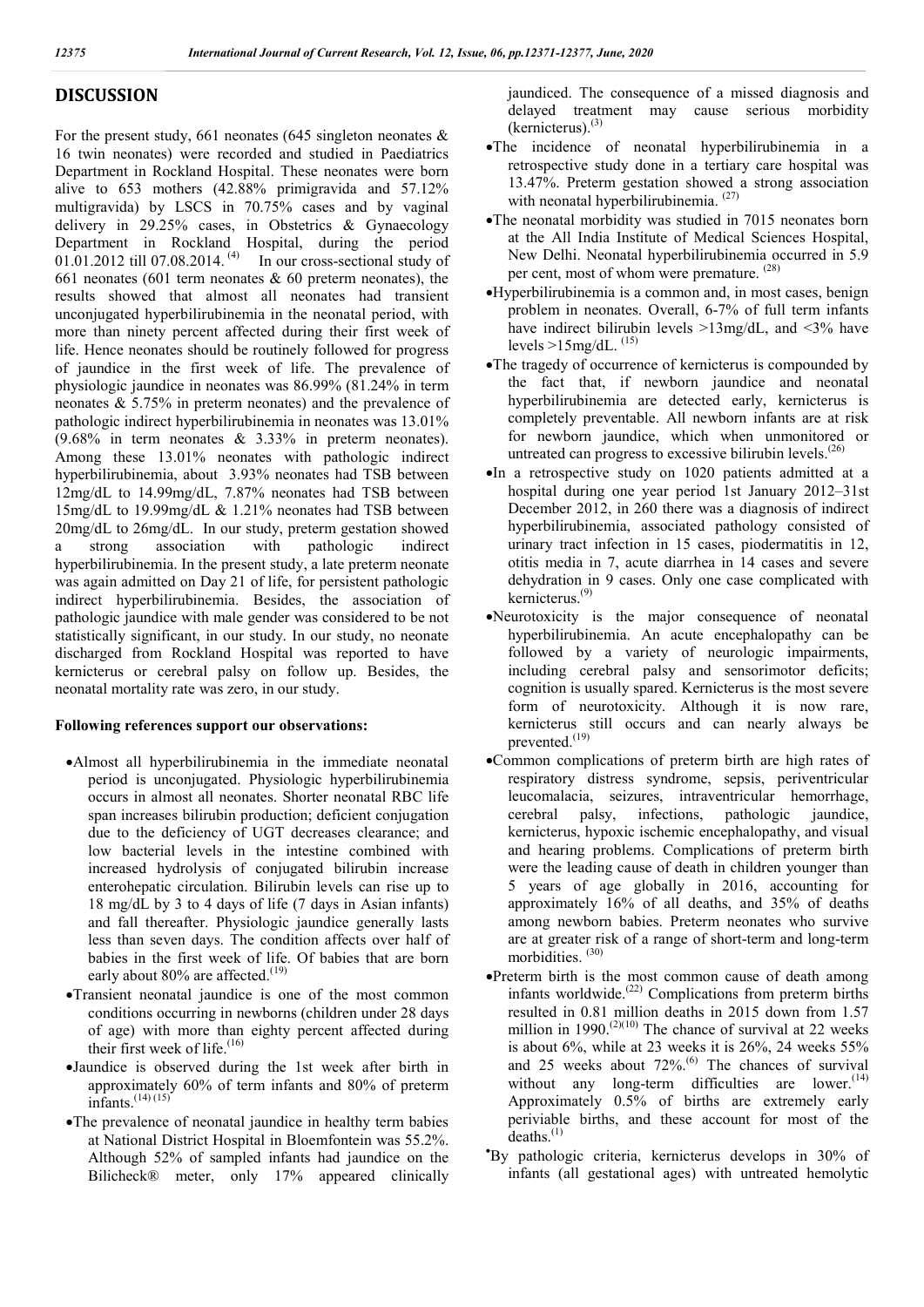## DISCUSSION

For the present study, 661 neonates (645 singleton neonates & 16 twin neonates) were recorded and studied in Paediatrics Department in Rockland Hospital. These neonates were born alive to 653 mothers (42.88% primigravida and 57.12% multigravida) by LSCS in 70.75% cases and by vaginal delivery in 29.25% cases, in Obstetrics & Gynaecology Department in Rockland Hospital, during the period 01.01.2012 till 07.08.2014. [4] In our cross-sectional study of 661 neonates (601 term neonates & 60 preterm neonates), the results showed that almost all neonates had transient unconjugated hyperbilirubinemia in the neonatal period, with more than ninety percent affected during their first week of life. Hence neonates should be routinely followed for progress of jaundice in the first week of life. The prevalence of physiologic jaundice in neonates was 86.99% (81.24% in term neonates & 5.75% in preterm neonates) and the prevalence of pathologic indirect hyperbilirubinemia in neonates was 13.01% (9.68% in term neonates & 3.33% in preterm neonates). Among these 13.01% neonates with pathologic indirect hyperbilirubinemia, about 3.93% neonates had TSB between 12mg/dL to 14.99mg/dL, 7.87% neonates had TSB between 15mg/dL to 19.99mg/dL & 1.21% neonates had TSB between 20mg/dL to 26mg/dL. In our study, preterm gestation showed a strong association with pathologic indirect hyperbilirubinemia. In the present study, a late preterm neonate was again admitted on Day 21 of life, for persistent pathologic indirect hyperbilirubinemia. Besides, the association of pathologic jaundice with male gender was considered to be not statistically significant, in our study. In our study, no neonate discharged from Rockland Hospital was reported to have kernicterus or cerebral palsy on follow up. Besides, the neonatal mortality rate was zero, in our study.

**Following references support our observations:**

- Almost all hyperbilirubinemia in the immediate neonatal period is unconjugated. Physiologic hyperbilirubinemia occurs in almost all neonates. Shorter neonatal RBC life span increases bilirubin production; deficient conjugation due to the deficiency of UGT decreases clearance; and low bacterial levels in the intestine combined with increased hydrolysis of conjugated bilirubin increase enterohepatic circulation. Bilirubin levels can rise up to 18 mg/dL by 3 to 4 days of life (7 days in Asian infants) and fall thereafter. Physiologic jaundice generally lasts less than seven days. The condition affects over half of babies in the first week of life. Of babies that are born early about 80% are affected.[19]
- Transient neonatal jaundice is one of the most common conditions occurring in newborns (children under 28 days of age) with more than eighty percent affected during their first week of life.[16]
- Jaundice is observed during the 1st week after birth in approximately 60% of term infants and 80% of preterm infants.[14] [15]
- The prevalence of neonatal jaundice in healthy term babies at National District Hospital in Bloemfontein was 55.2%. Although 52% of sampled infants had jaundice on the Bilicheck® meter, only 17% appeared clinically jaundiced. The consequence of a missed diagnosis and delayed treatment may cause serious morbidity (kernicterus).[3]
- The incidence of neonatal hyperbilirubinemia in a retrospective study done in a tertiary care hospital was 13.47%. Preterm gestation showed a strong association with neonatal hyperbilirubinemia. [27]
- The neonatal morbidity was studied in 7015 neonates born at the All India Institute of Medical Sciences Hospital, New Delhi. Neonatal hyperbilirubinemia occurred in 5.9 per cent, most of whom were premature. [28]
- Hyperbilirubinemia is a common and, in most cases, benign problem in neonates. Overall, 6-7% of full term infants have indirect bilirubin levels >13mg/dL, and <3% have levels >15mg/dL. [15]
- The tragedy of occurrence of kernicterus is compounded by the fact that, if newborn jaundice and neonatal hyperbilirubinemia are detected early, kernicterus is completely preventable. All newborn infants are at risk for newborn jaundice, which when unmonitored or untreated can progress to excessive bilirubin levels.[26]
- In a retrospective study on 1020 patients admitted at a hospital during one year period 1st January 2012–31st December 2012, in 260 there was a diagnosis of indirect hyperbilirubinemia, associated pathology consisted of urinary tract infection in 15 cases, piodermatitis in 12, otitis media in 7, acute diarrhea in 14 cases and severe dehydration in 9 cases. Only one case complicated with kernicterus.[9]
- Neurotoxicity is the major consequence of neonatal hyperbilirubinemia. An acute encephalopathy can be followed by a variety of neurologic impairments, including cerebral palsy and sensorimotor deficits; cognition is usually spared. Kernicterus is the most severe form of neurotoxicity. Although it is now rare, kernicterus still occurs and can nearly always be prevented.[19]
- Common complications of preterm birth are high rates of respiratory distress syndrome, sepsis, periventricular leucomalacia, seizures, intraventricular hemorrhage, cerebral palsy, infections, pathologic jaundice, kernicterus, hypoxic ischemic encephalopathy, and visual and hearing problems. Complications of preterm birth were the leading cause of death in children younger than 5 years of age globally in 2016, accounting for approximately 16% of all deaths, and 35% of deaths among newborn babies. Preterm neonates who survive are at greater risk of a range of short-term and long-term morbidities. [30]
- Preterm birth is the most common cause of death among infants worldwide.[22] Complications from preterm births resulted in 0.81 million deaths in 2015 down from 1.57 million in 1990.[2][10] The chance of survival at 22 weeks is about 6%, while at 23 weeks it is 26%, 24 weeks 55% and 25 weeks about 72%.[6] The chances of survival without any long-term difficulties are lower.[14] Approximately 0.5% of births are extremely early periviable births, and these account for most of the deaths.[1]
- By pathologic criteria, kernicterus develops in 30% of infants (all gestational ages) with untreated hemolytic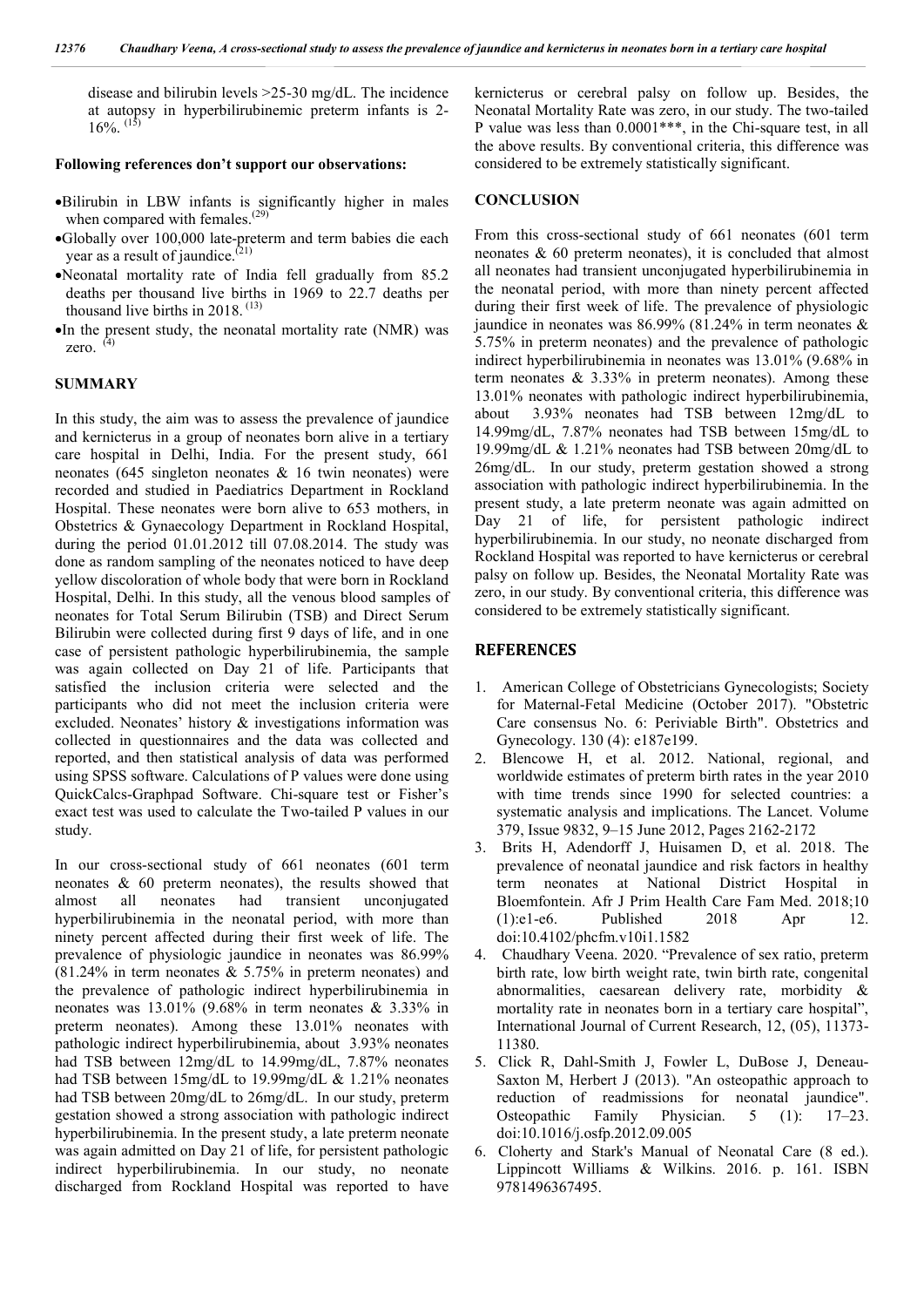disease and bilirubin levels >25-30 mg/dL. The incidence at autopsy in hyperbilirubinemic preterm infants is 2-16%. [15]

**Following references don't support our observations:**

- Bilirubin in LBW infants is significantly higher in males when compared with females.[29]
- Globally over 100,000 late-preterm and term babies die each year as a result of jaundice.[21]
- Neonatal mortality rate of India fell gradually from 85.2 deaths per thousand live births in 1969 to 22.7 deaths per thousand live births in 2018. [13]
- In the present study, the neonatal mortality rate (NMR) was zero. [4]

## SUMMARY

In this study, the aim was to assess the prevalence of jaundice and kernicterus in a group of neonates born alive in a tertiary care hospital in Delhi, India. For the present study, 661 neonates (645 singleton neonates & 16 twin neonates) were recorded and studied in Paediatrics Department in Rockland Hospital. These neonates were born alive to 653 mothers, in Obstetrics & Gynaecology Department in Rockland Hospital, during the period 01.01.2012 till 07.08.2014. The study was done as random sampling of the neonates noticed to have deep yellow discoloration of whole body that were born in Rockland Hospital, Delhi. In this study, all the venous blood samples of neonates for Total Serum Bilirubin (TSB) and Direct Serum Bilirubin were collected during first 9 days of life, and in one case of persistent pathologic hyperbilirubinemia, the sample was again collected on Day 21 of life. Participants that satisfied the inclusion criteria were selected and the participants who did not meet the inclusion criteria were excluded. Neonates' history & investigations information was collected in questionnaires and the data was collected and reported, and then statistical analysis of data was performed using SPSS software. Calculations of P values were done using QuickCalcs-Graphpad Software. Chi-square test or Fisher's exact test was used to calculate the Two-tailed P values in our study.

In our cross-sectional study of 661 neonates (601 term neonates & 60 preterm neonates), the results showed that almost all neonates had transient unconjugated hyperbilirubinemia in the neonatal period, with more than ninety percent affected during their first week of life. The prevalence of physiologic jaundice in neonates was 86.99% (81.24% in term neonates & 5.75% in preterm neonates) and the prevalence of pathologic indirect hyperbilirubinemia in neonates was 13.01% (9.68% in term neonates & 3.33% in preterm neonates). Among these 13.01% neonates with pathologic indirect hyperbilirubinemia, about 3.93% neonates had TSB between 12mg/dL to 14.99mg/dL, 7.87% neonates had TSB between 15mg/dL to 19.99mg/dL & 1.21% neonates had TSB between 20mg/dL to 26mg/dL. In our study, preterm gestation showed a strong association with pathologic indirect hyperbilirubinemia. In the present study, a late preterm neonate was again admitted on Day 21 of life, for persistent pathologic indirect hyperbilirubinemia. In our study, no neonate discharged from Rockland Hospital was reported to have kernicterus or cerebral palsy on follow up. Besides, the Neonatal Mortality Rate was zero, in our study. The two-tailed P value was less than 0.0001***, in the Chi-square test, in all the above results. By conventional criteria, this difference was considered to be extremely statistically significant.

## CONCLUSION

From this cross-sectional study of 661 neonates (601 term neonates & 60 preterm neonates), it is concluded that almost all neonates had transient unconjugated hyperbilirubinemia in the neonatal period, with more than ninety percent affected during their first week of life. The prevalence of physiologic jaundice in neonates was 86.99% (81.24% in term neonates & 5.75% in preterm neonates) and the prevalence of pathologic indirect hyperbilirubinemia in neonates was 13.01% (9.68% in term neonates & 3.33% in preterm neonates). Among these 13.01% neonates with pathologic indirect hyperbilirubinemia, about 3.93% neonates had TSB between 12mg/dL to 14.99mg/dL, 7.87% neonates had TSB between 15mg/dL to 19.99mg/dL & 1.21% neonates had TSB between 20mg/dL to 26mg/dL. In our study, preterm gestation showed a strong association with pathologic indirect hyperbilirubinemia. In the present study, a late preterm neonate was again admitted on Day 21 of life, for persistent pathologic indirect hyperbilirubinemia. In our study, no neonate discharged from Rockland Hospital was reported to have kernicterus or cerebral palsy on follow up. Besides, the Neonatal Mortality Rate was zero, in our study. By conventional criteria, this difference was considered to be extremely statistically significant.

## REFERENCES

1. American College of Obstetricians Gynecologists; Society for Maternal-Fetal Medicine (October 2017). "Obstetric Care consensus No. 6: Periviable Birth". Obstetrics and Gynecology. 130 (4): e187e199.
2. Blencowe H, et al. 2012. National, regional, and worldwide estimates of preterm birth rates in the year 2010 with time trends since 1990 for selected countries: a systematic analysis and implications. The Lancet. Volume 379, Issue 9832, 9–15 June 2012, Pages 2162-2172
3. Brits H, Adendorff J, Huisamen D, et al. 2018. The prevalence of neonatal jaundice and risk factors in healthy term neonates at National District Hospital in Bloemfontein. Afr J Prim Health Care Fam Med. 2018;10 (1):e1-e6. Published 2018 Apr 12. doi:10.4102/phcfm.v10i1.1582
4. Chaudhary Veena. 2020. "Prevalence of sex ratio, preterm birth rate, low birth weight rate, twin birth rate, congenital abnormalities, caesarean delivery rate, morbidity & mortality rate in neonates born in a tertiary care hospital", International Journal of Current Research, 12, (05), 11373-11380.
5. Click R, Dahl-Smith J, Fowler L, DuBose J, Deneau-Saxton M, Herbert J (2013). "An osteopathic approach to reduction of readmissions for neonatal jaundice". Osteopathic Family Physician. 5 (1): 17–23. doi:10.1016/j.osfp.2012.09.005
6. Cloherty and Stark's Manual of Neonatal Care (8 ed.). Lippincott Williams & Wilkins. 2016. p. 161. ISBN 9781496367495.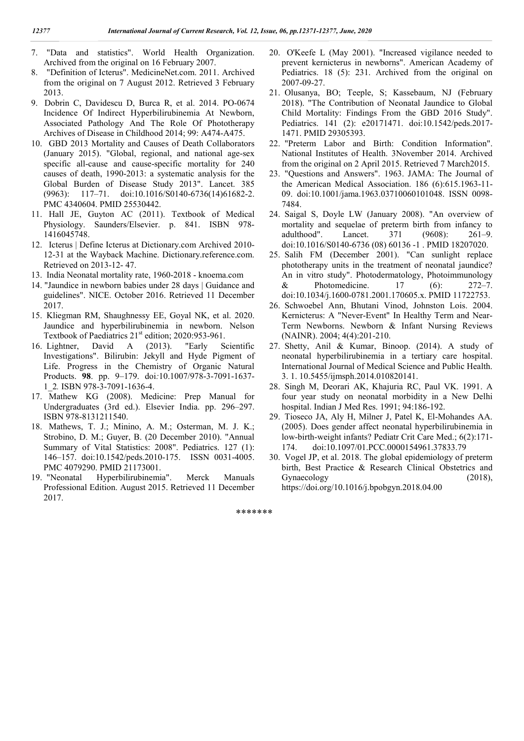7. "Data and statistics". World Health Organization. Archived from the original on 16 February 2007.
8. "Definition of Icterus". MedicineNet.com. 2011. Archived from the original on 7 August 2012. Retrieved 3 February 2013.
9. Dobrin C, Davidescu D, Burca R, et al. 2014. PO-0674 Incidence Of Indirect Hyperbilirubinemia At Newborn, Associated Pathology And The Role Of Phototherapy Archives of Disease in Childhood 2014; 99: A474-A475.
10. GBD 2013 Mortality and Causes of Death Collaborators (January 2015). "Global, regional, and national age-sex specific all-cause and cause-specific mortality for 240 causes of death, 1990-2013: a systematic analysis for the Global Burden of Disease Study 2013". Lancet. 385 (9963): 117–71. doi:10.1016/S0140-6736(14)61682-2. PMC 4340604. PMID 25530442.
11. Hall JE, Guyton AC (2011). Textbook of Medical Physiology. Saunders/Elsevier. p. 841. ISBN 978-1416045748.
12. Icterus | Define Icterus at Dictionary.com Archived 2010-12-31 at the Wayback Machine. Dictionary.reference.com. Retrieved on 2013-12- 47.
13. India Neonatal mortality rate, 1960-2018 - knoema.com
14. "Jaundice in newborn babies under 28 days | Guidance and guidelines". NICE. October 2016. Retrieved 11 December 2017.
15. Kliegman RM, Shaughnessy EE, Goyal NK, et al. 2020. Jaundice and hyperbilirubinemia in newborn. Nelson Textbook of Paediatrics 21st edition; 2020:953-961.
16. Lightner, David A (2013). "Early Scientific Investigations". Bilirubin: Jekyll and Hyde Pigment of Life. Progress in the Chemistry of Organic Natural Products. **98**. pp. 9–179. doi:10.1007/978-3-7091-1637-1_2. ISBN 978-3-7091-1636-4.
17. Mathew KG (2008). Medicine: Prep Manual for Undergraduates (3rd ed.). Elsevier India. pp. 296–297. ISBN 978-8131211540.
18. Mathews, T. J.; Minino, A. M.; Osterman, M. J. K.; Strobino, D. M.; Guyer, B. (20 December 2010). "Annual Summary of Vital Statistics: 2008". Pediatrics. 127 (1): 146–157. doi:10.1542/peds.2010-175. ISSN 0031-4005. PMC 4079290. PMID 21173001.
19. "Neonatal Hyperbilirubinemia". Merck Manuals Professional Edition. August 2015. Retrieved 11 December 2017.
20. O'Keefe L (May 2001). "Increased vigilance needed to prevent kernicterus in newborns". American Academy of Pediatrics. 18 (5): 231. Archived from the original on 2007-09-27.
21. Olusanya, BO; Teeple, S; Kassebaum, NJ (February 2018). "The Contribution of Neonatal Jaundice to Global Child Mortality: Findings From the GBD 2016 Study". Pediatrics. 141 (2): e20171471. doi:10.1542/peds.2017-1471. PMID 29305393.
22. "Preterm Labor and Birth: Condition Information". National Institutes of Health. 3November 2014. Archived from the original on 2 April 2015. Retrieved 7 March2015.
23. "Questions and Answers". 1963. JAMA: The Journal of the American Medical Association. 186 (6):615.1963-11-09. doi:10.1001/jama.1963.03710060101048. ISSN 0098-7484.
24. Saigal S, Doyle LW (January 2008). "An overview of mortality and sequelae of preterm birth from infancy to adulthood". Lancet. 371 (9608): 261–9. doi:10.1016/S0140-6736 (08) 60136 -1 . PMID 18207020.
25. Salih FM (December 2001). "Can sunlight replace phototherapy units in the treatment of neonatal jaundice? An in vitro study". Photodermatology, Photoimmunology & Photomedicine. 17 (6): 272–7. doi:10.1034/j.1600-0781.2001.170605.x. PMID 11722753.
26. Schwoebel Ann, Bhutani Vinod, Johnston Lois. 2004. Kernicterus: A "Never-Event" In Healthy Term and Near-Term Newborns. Newborn & Infant Nursing Reviews (NAINR). 2004; 4(4):201-210.
27. Shetty, Anil & Kumar, Binoop. (2014). A study of neonatal hyperbilirubinemia in a tertiary care hospital. International Journal of Medical Science and Public Health. 3. 1. 10.5455/ijmsph.2014.010820141.
28. Singh M, Deorari AK, Khajuria RC, Paul VK. 1991. A four year study on neonatal morbidity in a New Delhi hospital. Indian J Med Res. 1991; 94:186-192.
29. Tioseco JA, Aly H, Milner J, Patel K, El-Mohandes AA. (2005). Does gender affect neonatal hyperbilirubinemia in low-birth-weight infants? Pediatr Crit Care Med.; 6(2):171-174. doi:10.1097/01.PCC.0000154961.37833.79
30. Vogel JP, et al. 2018. The global epidemiology of preterm birth, Best Practice & Research Clinical Obstetrics and Gynaecology (2018), https://doi.org/10.1016/j.bpobgyn.2018.04.00

*******